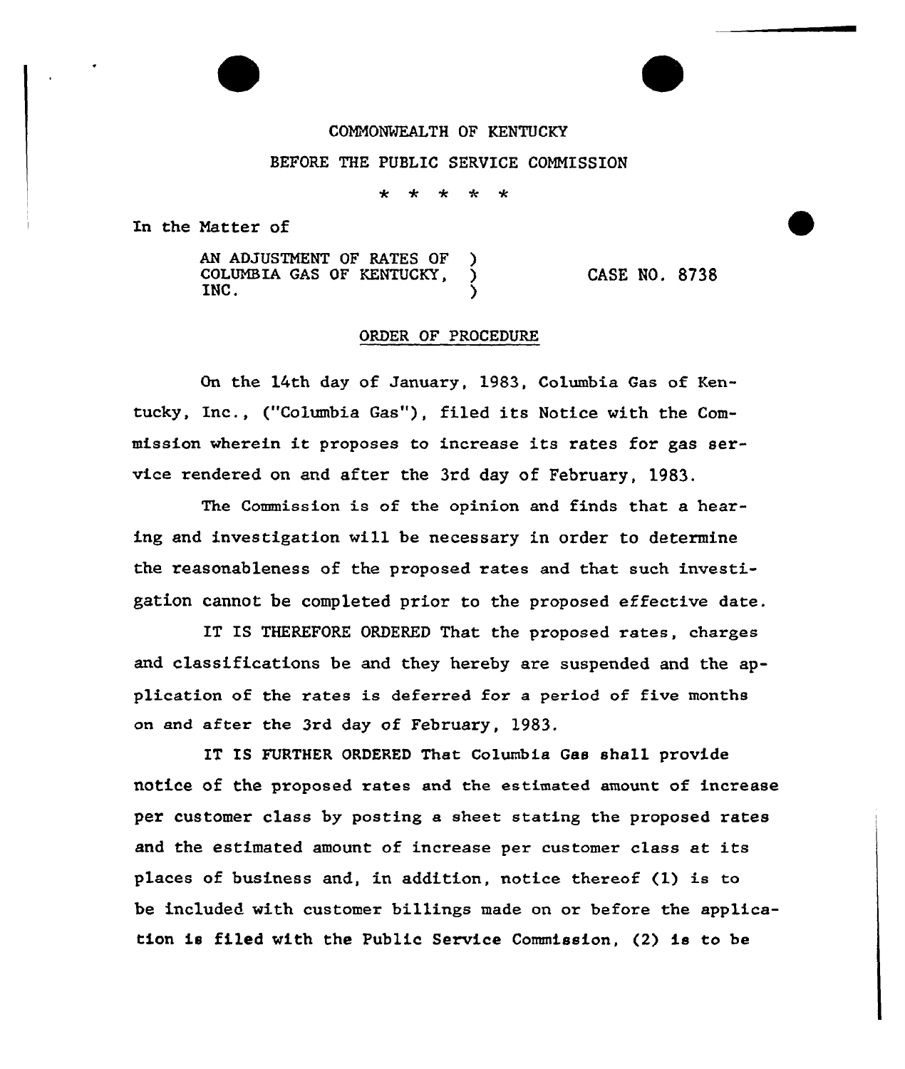COMMONWEALTH OF KENTUCKY

BEFORE THE PUBLIC SERVICE COMMISSION

\* \* \* \* \*

In the Matter of

AN ADJUSTMENT OF RATES OF COLUMBIA GAS OF KENTUCKY, INC. ) CASE NO. 8738

ORDER OF PROCEDURE

On the 14th day of January, 1983, Columbia Gas of Kentucky, Inc., ("Columbia Gas"), filed its Notice with the Commission wherein it proposes to increase its rates for gas service rendered on and after the 3rd day of February, 1983.

The Commission is of the opinion and finds that a hearing and investigation will be necessary in order to determine the reasonableness of the proposed rates and that such investigation cannot be completed prior to the proposed effective date.

IT IS THEREFORE ORDERED That the proposed rates, charges and classifications be and they hereby are suspended and the application of the rates is deferred for a period of five months on and after the 3rd day of February, 1983.

IT IS FURTHER ORDERED That Columbia Gas shall provide notice of the proposed rates and the estimated amount of increase per customer class by posting a sheet stating the proposed rates and the estimated amount of increase per customer class at its places of business and, in addition, notice thereof (1) is to be included with customer billings made on or before the application is filed with the Public Service Commission, (2) is to be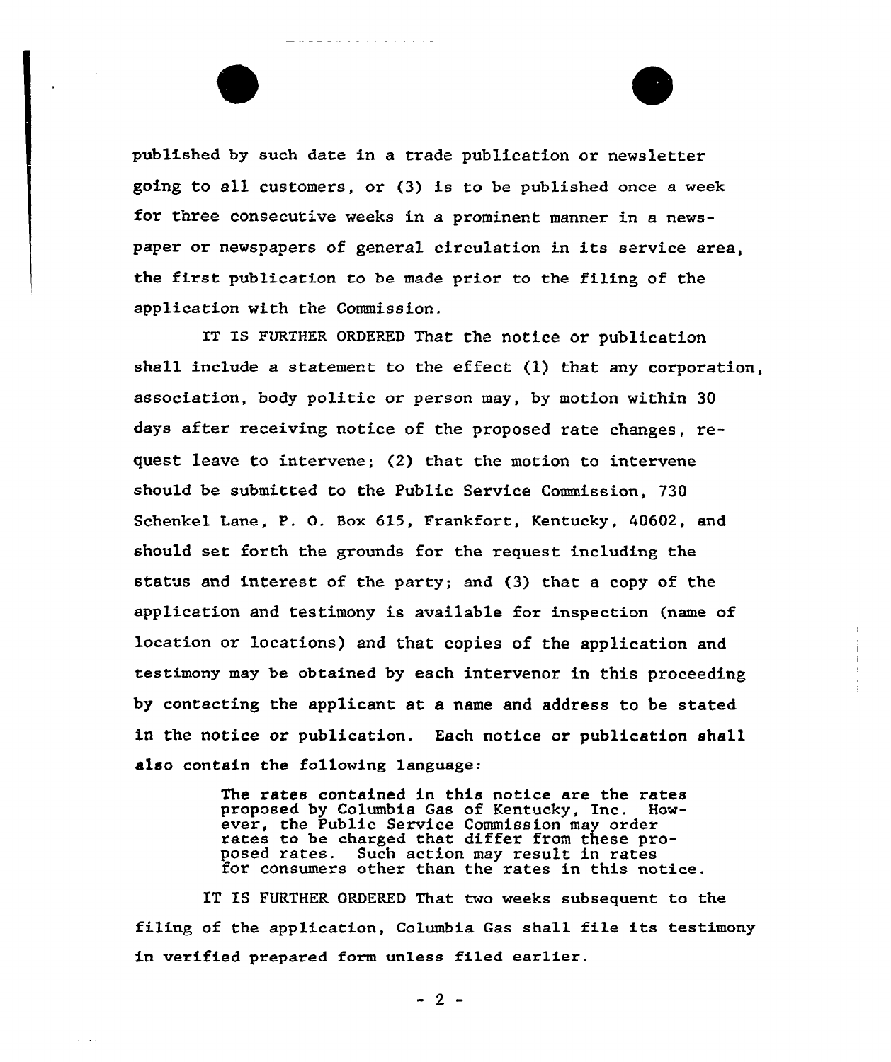published by such date in a trade publication or newsletter going to all customers, or (3) is to be published once a week for three consecutive weeks in a prominent manner in a newspaper or newspapers of general circulation in its service area, the first publication to be made prior to the filing of the application with the Commission.

IT IS FURTHER ORDERED That the notice or publication shall include a statement to the effect (1) that any corporation, association, body politic or person may, by motion within 30 days after receiving notice of the proposed rate changes, request leave to intervene; (2) that the motion to intervene should be submitted to the Public Service Commission, 730 Schenkel Lane, P. O. Box 615, Frankfort, Kentucky, 40602, and should set forth the grounds for the request including the status and interest of the party; and (3) that a copy of the application and testimony is available for inspection (name of location or locations) and that copies of the application and testimony may be obtained by each intervenor in this proceeding by contacting the applicant at a name and address to be stated in the notice or publication. Each notice or publication shall also contain the following language:

> The rates contained in this notice are the rates proposed by Columbia Gas of Kentucky, Inc. However, the Public Service Commission may order rates to be charged that differ from these proposed rates. Such action may result in rates for consumers other than the rates in this notice.

IT IS FURTHER ORDERED That two weeks subsequent to the filing of the application, Columbia Gas shall file its testimony in verified prepared form unless filed earlier.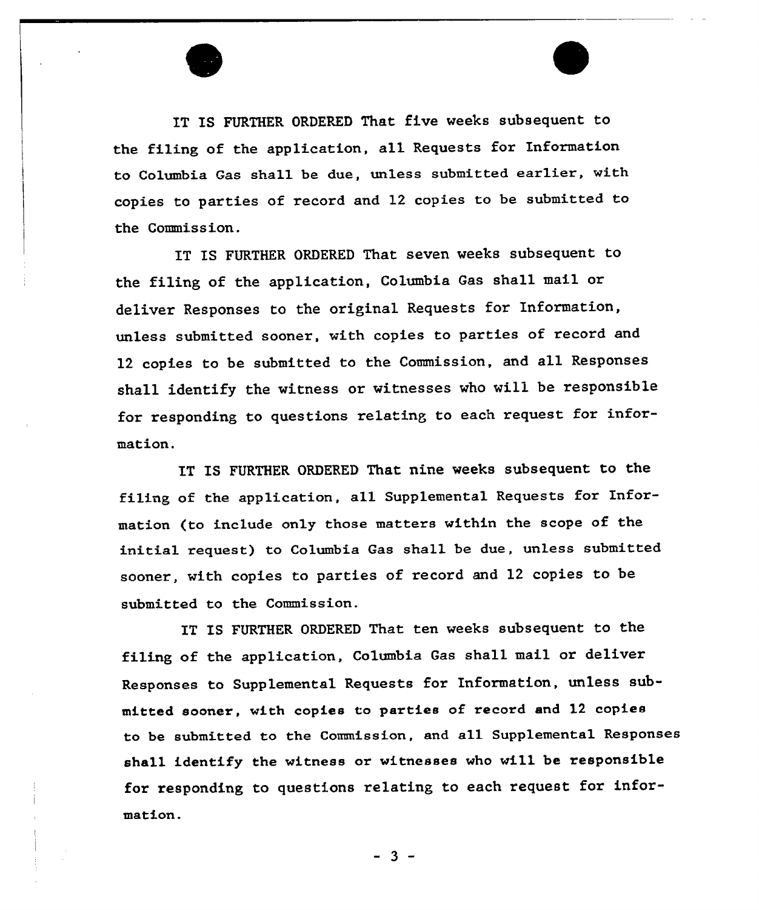IT IS FURTHER ORDERED That five weeks subsequent to the filing of the application, all Requests for Information to Columbia Gas shall be due, unless submitted earlier, with copies to parties of record and 12 copies to be submitted to the Commission.

IT IS FURTHER ORDERED That seven weeks subsequent to the filing of the application, Columbia Gas shall mail or deliver Responses to the original Requests for Information, unless submitted sooner, with copies to parties of record and 12 copies to be submitted to the Commission, and all Responses shall identify the witness or witnesses who will be responsible for responding to questions relating to each request for information.

IT IS FURTHER ORDERED That nine weeks subsequent to the filing of the application, all Supplemental Requests for Information (to include only those matters within the scope of the initial request) to Columbia Gas shall be due, unless submitted sooner, with copies to parties of record and 12 copies to be submitted to the Commission.

IT IS FURTHER ORDERED That ten weeks subsequent to the filing of the application, Columbia Gas shall mail or deliver Responses to Supplemental Requests for Information, unless submitted sooner, with copies to parties of record and 12 copies to be submitted to the Commission, and all Supplemental Responses shall identify the witness or witnesses who will be responsible for responding to questions relating to each request for information.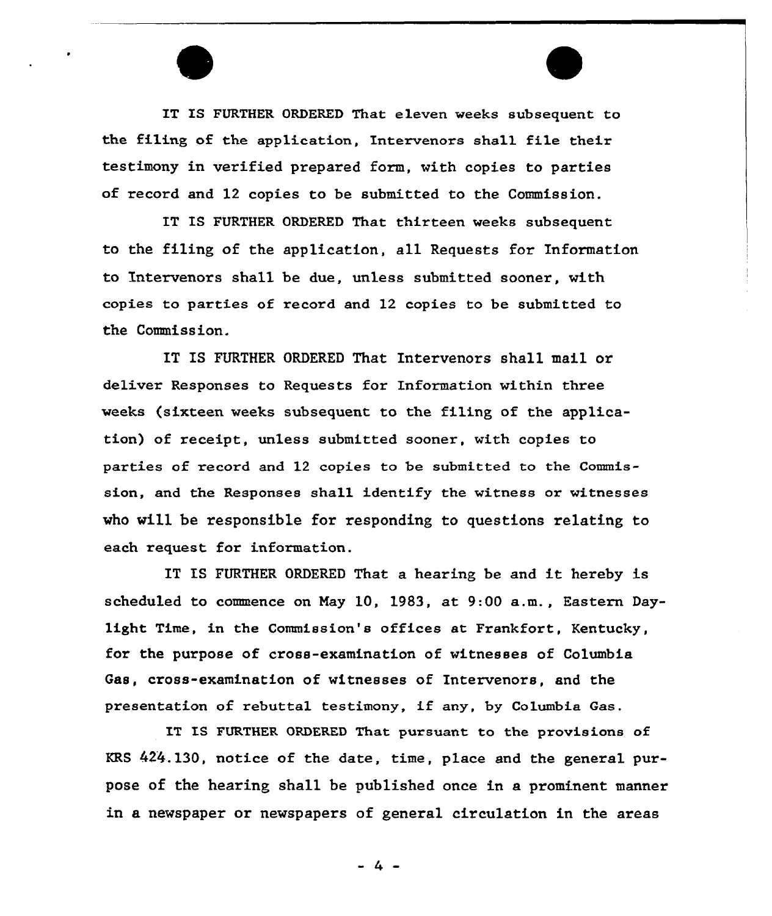IT IS FURTHER ORDERED That eleven weeks subsequent to the filing of the application, Intervenors shall file their testimony in verified prepared form, with copies to parties of record and 12 copies to be submitted to the Commission.

IT IS FURTHER ORDERED That thirteen weeks subsequent to the filing of the application, all Requests for Information to Intervenors shall be due, unless submitted sooner, with copies to parties of record and 12 copies to be submitted to the Commission.

IT IS FURTHER ORDERED That Intervenors shall mail or deliver Responses to Requests for Information within three weeks (sixteen weeks subsequent to the filing of the application) of receipt, unless submitted sooner, with copies to parties of record and 12 copies to be submitted to the Commission, and the Responses shall identify the witness or witnesses who will be responsible for responding to questions relating to each request for information.

IT IS FURTHER ORDERED That a hearing be and it hereby is scheduled to commence on May 10, 1983, at 9:00 a.m., Eastern Daylight Time, in the Commission's offices at Frankfort, Kentucky, for the purpose of cross-examination of witnesses of Columbia Gas, cross-examination of witnesses of Intervenors, and the presentation of rebuttal testimony, if any, by Columbia Gas.

IT IS FURTHER ORDERED That pursuant to the provisions of KRS 424.130, notice of the date, time, place and the general purpose of the hearing shall be published once in a prominent manner in a newspaper or newspapers of general circulation in the areas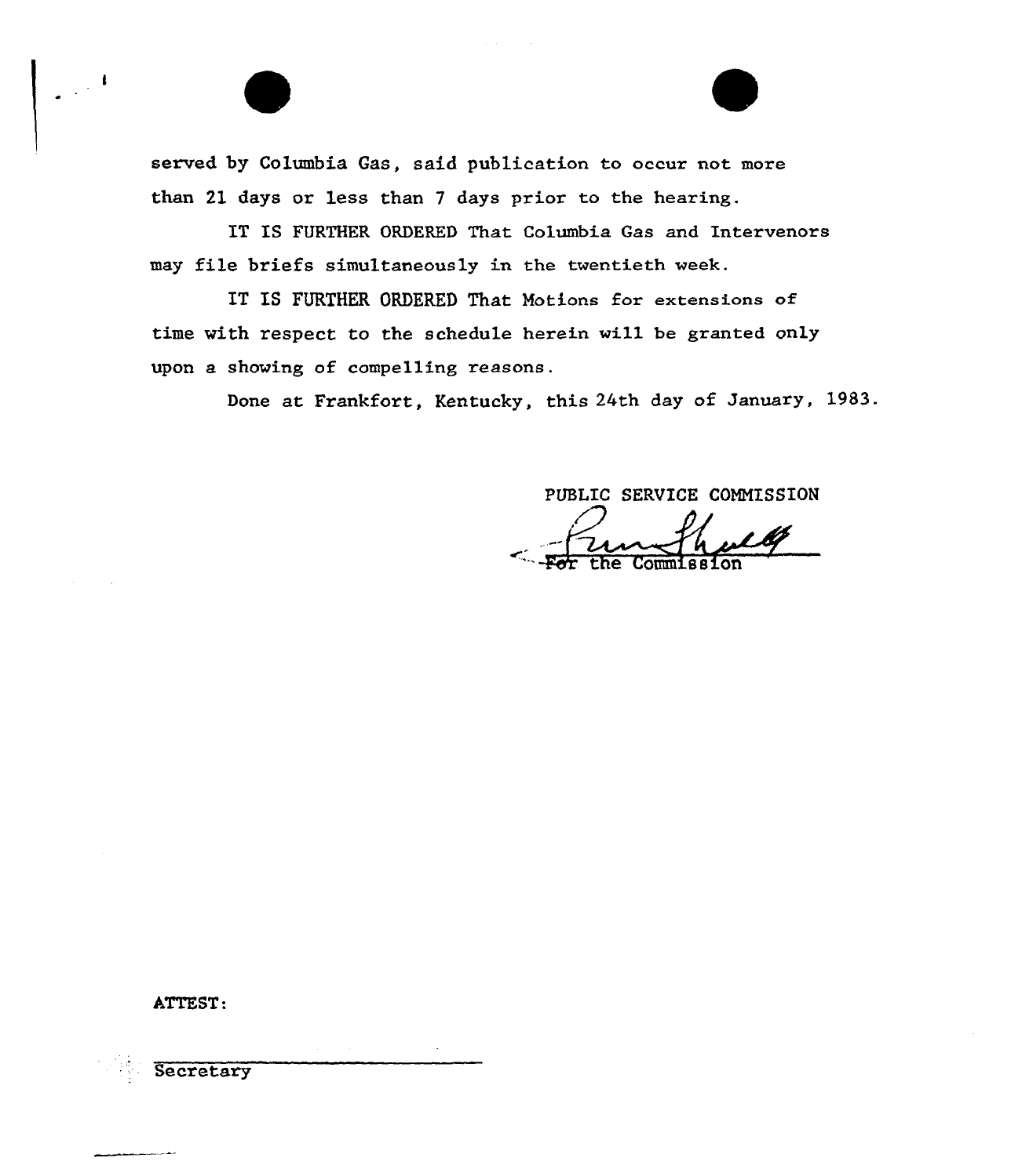served by Columbia Gas, said publication to occur not more than 21 days or less than 7 days prior to the hearing.

IT IS FURTHER ORDERED That Columbia Gas and Intervenors may file briefs simultaneously in the twentieth week.

IT IS FURTHER ORDERED That Motions for extensions of time with respect to the schedule herein will be granted only upon a showing of compelling reasons.

Done at Frankfort, Kentucky, this 24th day of January, 1983.

PUBLIC SERVICE COMMISSION

For the Commission

ATTEST:

Secretary